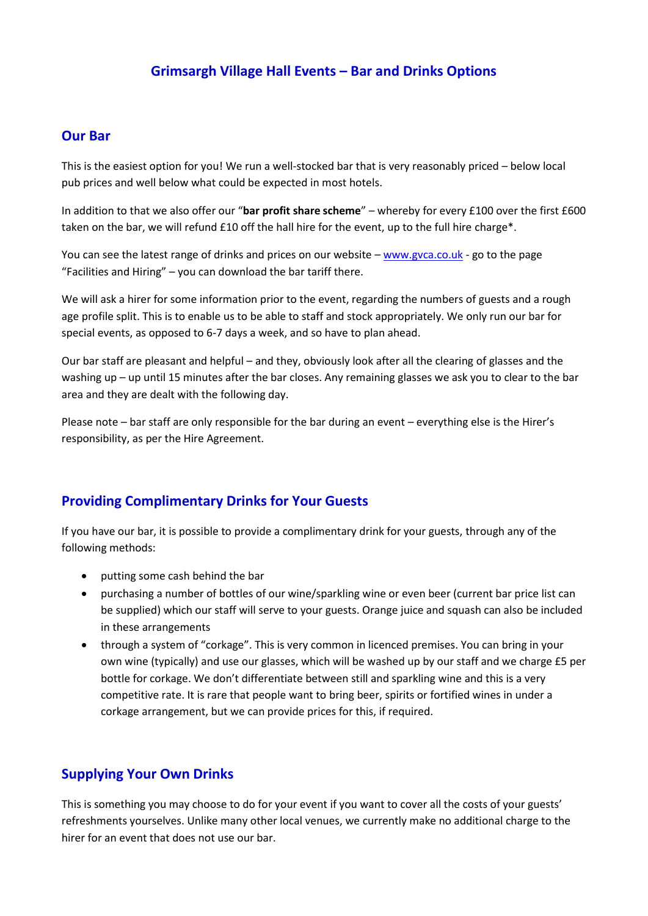# Grimsargh Village Hall Events – Bar and Drinks Options

## Our Bar

This is the easiest option for you! We run a well-stocked bar that is very reasonably priced – below local pub prices and well below what could be expected in most hotels.

In addition to that we also offer our "**bar profit share scheme**" – whereby for every £100 over the first £600 taken on the bar, we will refund £10 off the hall hire for the event, up to the full hire charge*.

You can see the latest range of drinks and prices on our website – [www.gvca.co.uk](http://www.gvca.co.uk) - go to the page "Facilities and Hiring" – you can download the bar tariff there.

We will ask a hirer for some information prior to the event, regarding the numbers of guests and a rough age profile split. This is to enable us to be able to staff and stock appropriately. We only run our bar for special events, as opposed to 6-7 days a week, and so have to plan ahead.

Our bar staff are pleasant and helpful – and they, obviously look after all the clearing of glasses and the washing up – up until 15 minutes after the bar closes. Any remaining glasses we ask you to clear to the bar area and they are dealt with the following day.

Please note – bar staff are only responsible for the bar during an event – everything else is the Hirer's responsibility, as per the Hire Agreement.

## Providing Complimentary Drinks for Your Guests

If you have our bar, it is possible to provide a complimentary drink for your guests, through any of the following methods:

- putting some cash behind the bar
- purchasing a number of bottles of our wine/sparkling wine or even beer (current bar price list can be supplied) which our staff will serve to your guests. Orange juice and squash can also be included in these arrangements
- through a system of "corkage". This is very common in licenced premises. You can bring in your own wine (typically) and use our glasses, which will be washed up by our staff and we charge £5 per bottle for corkage. We don't differentiate between still and sparkling wine and this is a very competitive rate. It is rare that people want to bring beer, spirits or fortified wines in under a corkage arrangement, but we can provide prices for this, if required.

## Supplying Your Own Drinks

This is something you may choose to do for your event if you want to cover all the costs of your guests' refreshments yourselves. Unlike many other local venues, we currently make no additional charge to the hirer for an event that does not use our bar.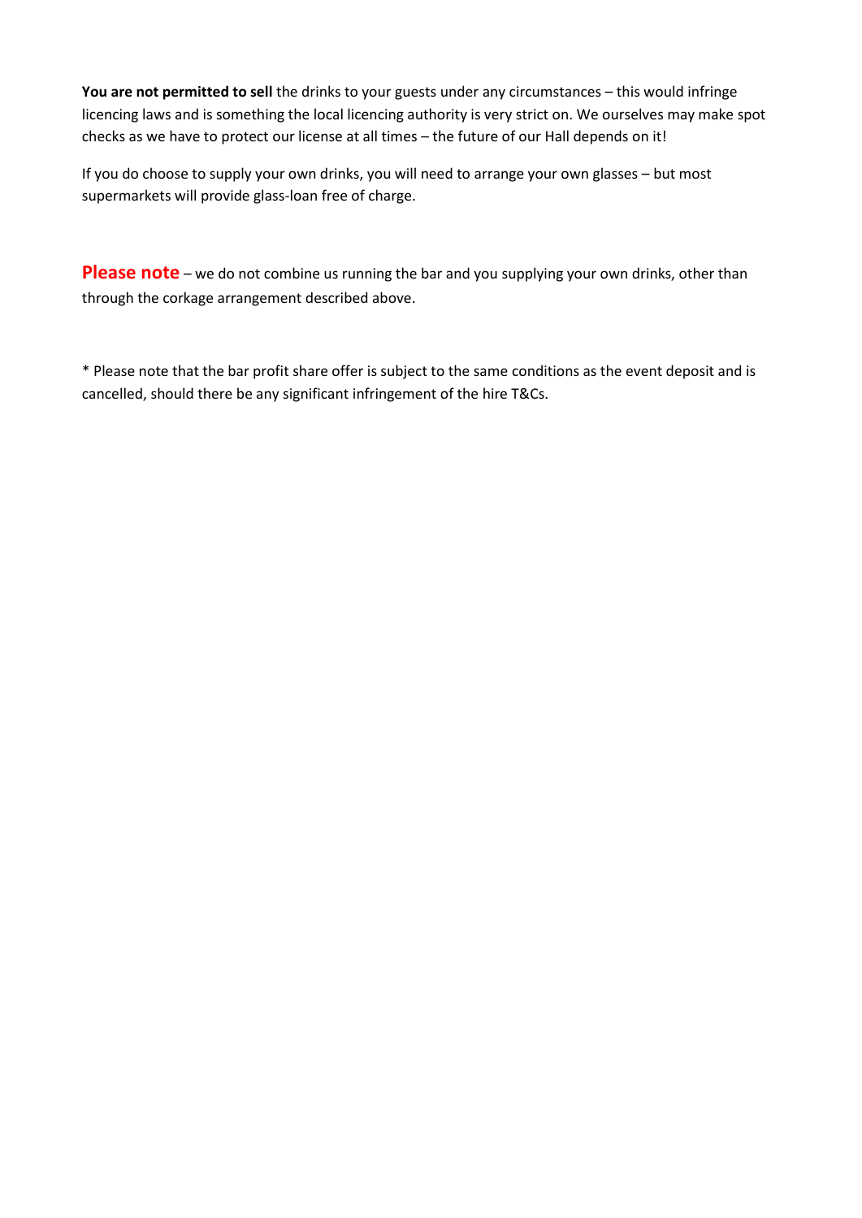**You are not permitted to sell** the drinks to your guests under any circumstances – this would infringe licencing laws and is something the local licencing authority is very strict on. We ourselves may make spot checks as we have to protect our license at all times – the future of our Hall depends on it!

If you do choose to supply your own drinks, you will need to arrange your own glasses – but most supermarkets will provide glass-loan free of charge.

**Please note** – we do not combine us running the bar and you supplying your own drinks, other than through the corkage arrangement described above.

* Please note that the bar profit share offer is subject to the same conditions as the event deposit and is cancelled, should there be any significant infringement of the hire T&Cs.